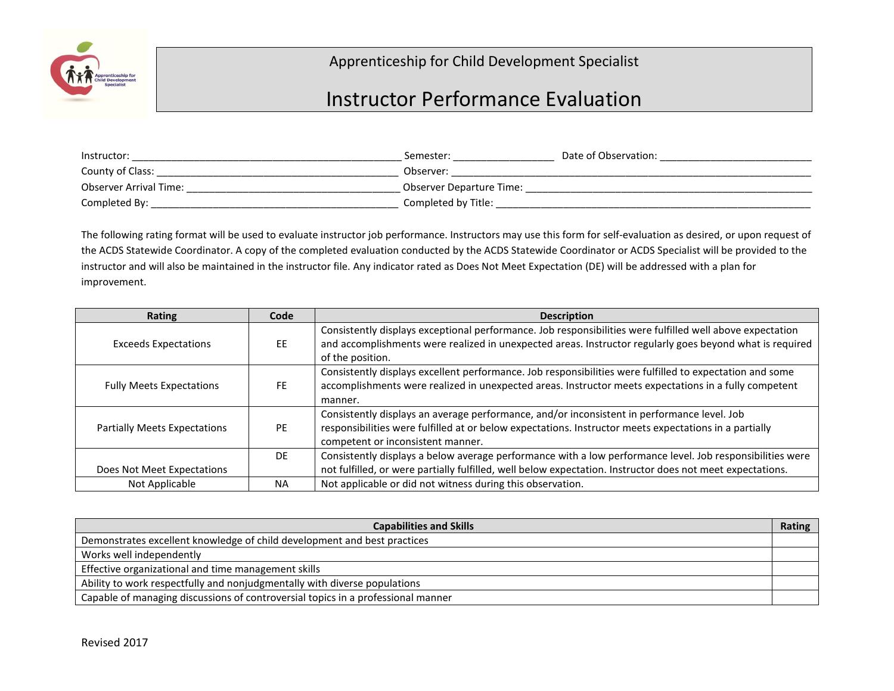Apprenticeship for Child Development Specialist

# Instructor Performance Evaluation

Instructor: ______________________________ Semester: ______________ Date of Observation: ______________________
County of Class: ______________________________ Observer: ______________________________
Observer Arrival Time: ______________________________ Observer Departure Time: ______________________________
Completed By: ______________________________ Completed by Title: ______________________________

The following rating format will be used to evaluate instructor job performance. Instructors may use this form for self-evaluation as desired, or upon request of the ACDS Statewide Coordinator. A copy of the completed evaluation conducted by the ACDS Statewide Coordinator or ACDS Specialist will be provided to the instructor and will also be maintained in the instructor file. Any indicator rated as Does Not Meet Expectation (DE) will be addressed with a plan for improvement.

| Rating | Code | Description |
|---|---|---|
| Exceeds Expectations | EE | Consistently displays exceptional performance. Job responsibilities were fulfilled well above expectation and accomplishments were realized in unexpected areas. Instructor regularly goes beyond what is required of the position. |
| Fully Meets Expectations | FE | Consistently displays excellent performance. Job responsibilities were fulfilled to expectation and some accomplishments were realized in unexpected areas. Instructor meets expectations in a fully competent manner. |
| Partially Meets Expectations | PE | Consistently displays an average performance, and/or inconsistent in performance level. Job responsibilities were fulfilled at or below expectations. Instructor meets expectations in a partially competent or inconsistent manner. |
| Does Not Meet Expectations | DE | Consistently displays a below average performance with a low performance level. Job responsibilities were not fulfilled, or were partially fulfilled, well below expectation. Instructor does not meet expectations. |
| Not Applicable | NA | Not applicable or did not witness during this observation. |

| Capabilities and Skills | Rating |
|---|---|
| Demonstrates excellent knowledge of child development and best practices | |
| Works well independently | |
| Effective organizational and time management skills | |
| Ability to work respectfully and nonjudgmentally with diverse populations | |
| Capable of managing discussions of controversial topics in a professional manner | |

Revised 2017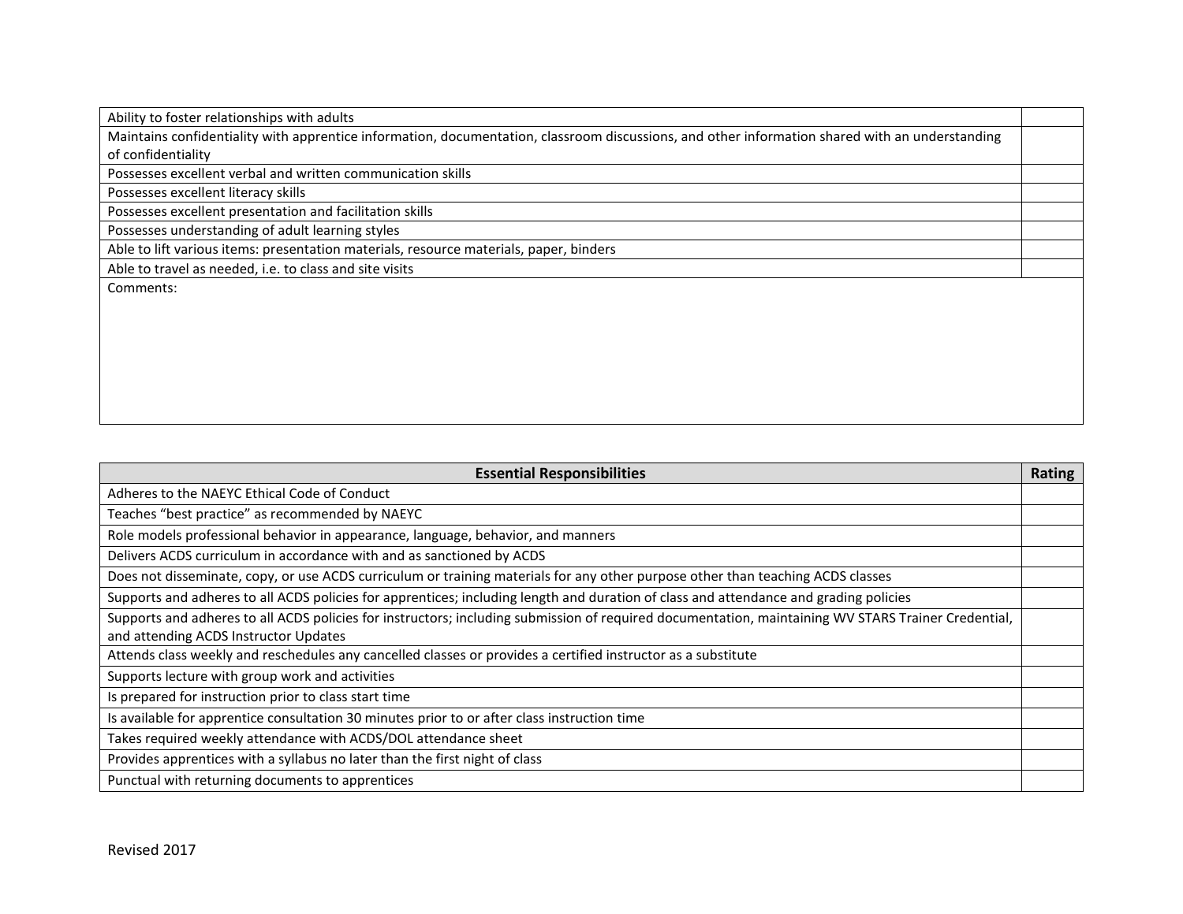| | |
|---|---|
| Ability to foster relationships with adults | |
| Maintains confidentiality with apprentice information, documentation, classroom discussions, and other information shared with an understanding of confidentiality | |
| Possesses excellent verbal and written communication skills | |
| Possesses excellent literacy skills | |
| Possesses excellent presentation and facilitation skills | |
| Possesses understanding of adult learning styles | |
| Able to lift various items: presentation materials, resource materials, paper, binders | |
| Able to travel as needed, i.e. to class and site visits | |
| Comments: | |

| Essential Responsibilities | Rating |
|---|---|
| Adheres to the NAEYC Ethical Code of Conduct | |
| Teaches "best practice" as recommended by NAEYC | |
| Role models professional behavior in appearance, language, behavior, and manners | |
| Delivers ACDS curriculum in accordance with and as sanctioned by ACDS | |
| Does not disseminate, copy, or use ACDS curriculum or training materials for any other purpose other than teaching ACDS classes | |
| Supports and adheres to all ACDS policies for apprentices; including length and duration of class and attendance and grading policies | |
| Supports and adheres to all ACDS policies for instructors; including submission of required documentation, maintaining WV STARS Trainer Credential, and attending ACDS Instructor Updates | |
| Attends class weekly and reschedules any cancelled classes or provides a certified instructor as a substitute | |
| Supports lecture with group work and activities | |
| Is prepared for instruction prior to class start time | |
| Is available for apprentice consultation 30 minutes prior to or after class instruction time | |
| Takes required weekly attendance with ACDS/DOL attendance sheet | |
| Provides apprentices with a syllabus no later than the first night of class | |
| Punctual with returning documents to apprentices | |

Revised 2017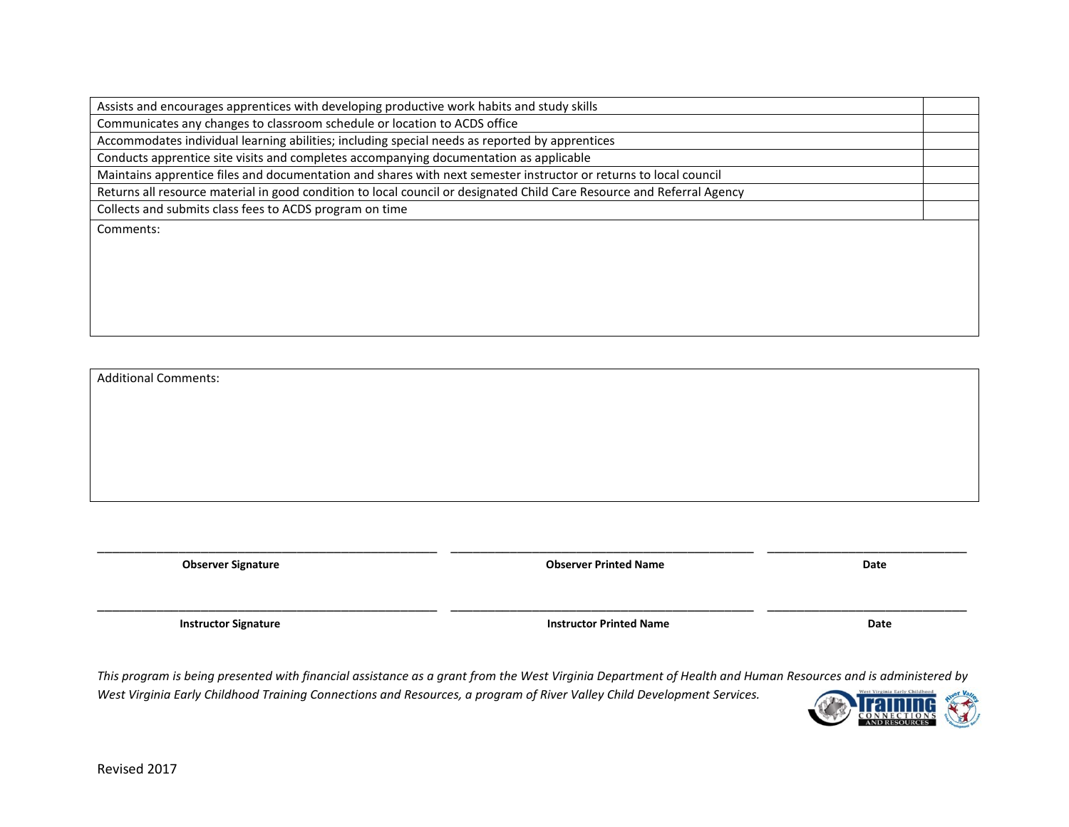| | |
|---|---|
| Assists and encourages apprentices with developing productive work habits and study skills | |
| Communicates any changes to classroom schedule or location to ACDS office | |
| Accommodates individual learning abilities; including special needs as reported by apprentices | |
| Conducts apprentice site visits and completes accompanying documentation as applicable | |
| Maintains apprentice files and documentation and shares with next semester instructor or returns to local council | |
| Returns all resource material in good condition to local council or designated Child Care Resource and Referral Agency | |
| Collects and submits class fees to ACDS program on time | |
| Comments: | |

Additional Comments:

_______________________________ _______________________________ _______________________________

**Observer Signature** **Observer Printed Name** **Date**

_______________________________ _______________________________ _______________________________

**Instructor Signature** **Instructor Printed Name** **Date**

*This program is being presented with financial assistance as a grant from the West Virginia Department of Health and Human Resources and is administered by West Virginia Early Childhood Training Connections and Resources, a program of River Valley Child Development Services.*

Revised 2017